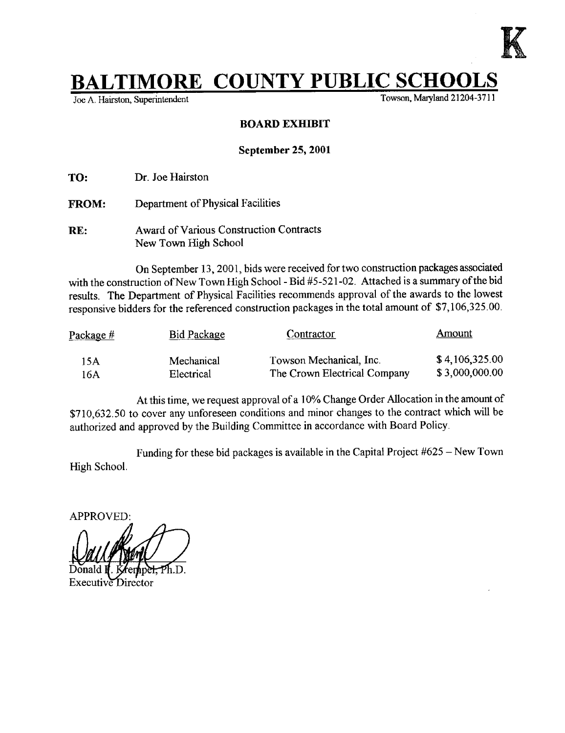K

# BALTIMORE COUNTY PUBLIC SCHOOLS

Joe A. Hairston, Superintendent — Towson, Maryland 21204-3711

**BOARD EXHIBIT**

**September 25, 2001**

**TO:** Dr. Joe Hairston

**FROM:** Department of Physical Facilities

**RE:** Award of Various Construction Contracts
New Town High School

On September 13, 2001, bids were received for two construction packages associated with the construction of New Town High School - Bid #5-521-02. Attached is a summary of the bid results. The Department of Physical Facilities recommends approval of the awards to the lowest responsive bidders for the referenced construction packages in the total amount of $7,106,325.00.

| Package # | Bid Package | Contractor | Amount |
|---|---|---|---|
| 15A | Mechanical | Towson Mechanical, Inc. | $ 4,106,325.00 |
| 16A | Electrical | The Crown Electrical Company | $ 3,000,000.00 |

At this time, we request approval of a 10% Change Order Allocation in the amount of $710,632.50 to cover any unforeseen conditions and minor changes to the contract which will be authorized and approved by the Building Committee in accordance with Board Policy.

Funding for these bid packages is available in the Capital Project #625 – New Town High School.

APPROVED:

Donald F. Krempel, Ph.D.
Executive Director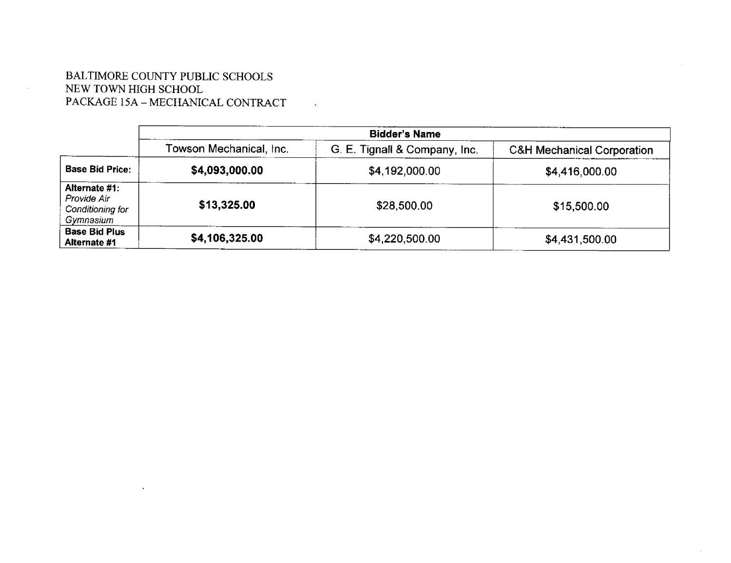BALTIMORE COUNTY PUBLIC SCHOOLS
NEW TOWN HIGH SCHOOL
PACKAGE 15A – MECHANICAL CONTRACT

| | Bidder's Name | | |
|---|---|---|---|
| | Towson Mechanical, Inc. | G. E. Tignall & Company, Inc. | C&H Mechanical Corporation |
| **Base Bid Price:** | **$4,093,000.00** | $4,192,000.00 | $4,416,000.00 |
| **Alternate #1:** *Provide Air Conditioning for Gymnasium* | **$13,325.00** | $28,500.00 | $15,500.00 |
| **Base Bid Plus Alternate #1** | **$4,106,325.00** | $4,220,500.00 | $4,431,500.00 |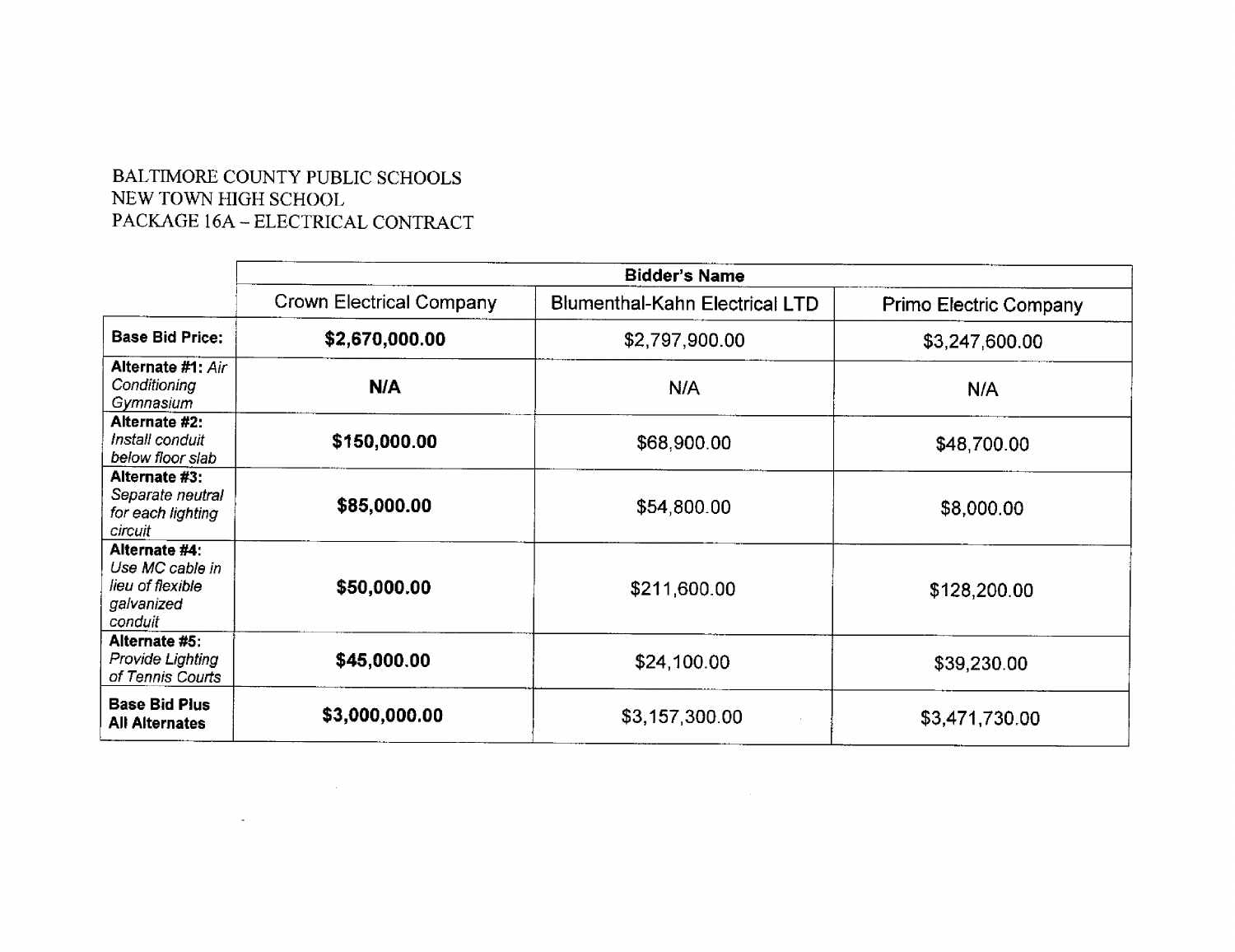BALTIMORE COUNTY PUBLIC SCHOOLS
NEW TOWN HIGH SCHOOL
PACKAGE 16A – ELECTRICAL CONTRACT

| | **Bidder's Name** | | |
|---|---|---|---|
| | Crown Electrical Company | Blumenthal-Kahn Electrical LTD | Primo Electric Company |
| **Base Bid Price:** | **$2,670,000.00** | $2,797,900.00 | $3,247,600.00 |
| **Alternate #1:** *Air Conditioning Gymnasium* | **N/A** | N/A | N/A |
| **Alternate #2:** *Install conduit below floor slab* | **$150,000.00** | $68,900.00 | $48,700.00 |
| **Alternate #3:** *Separate neutral for each lighting circuit* | **$85,000.00** | $54,800.00 | $8,000.00 |
| **Alternate #4:** *Use MC cable in lieu of flexible galvanized conduit* | **$50,000.00** | $211,600.00 | $128,200.00 |
| **Alternate #5:** *Provide Lighting of Tennis Courts* | **$45,000.00** | $24,100.00 | $39,230.00 |
| **Base Bid Plus All Alternates** | **$3,000,000.00** | $3,157,300.00 | $3,471,730.00 |